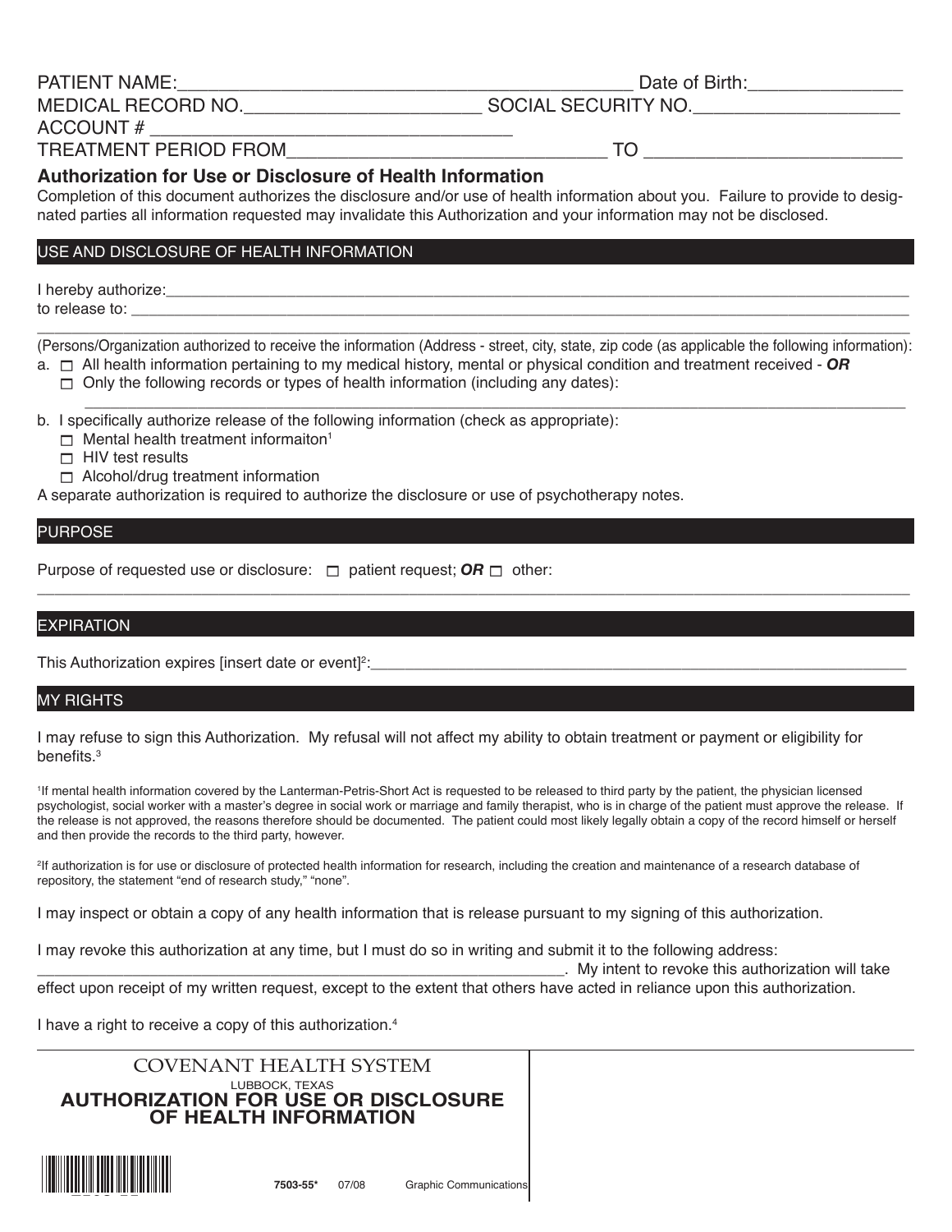PATIENT NAME:_____________________________________________ Date of Birth:_______________

MEDICAL RECORD NO._______________________ SOCIAL SECURITY NO.____________________

ACCOUNT # ___________________________________

TREATMENT PERIOD FROM_______________________________ TO _________________________

## Authorization for Use or Disclosure of Health Information

Completion of this document authorizes the disclosure and/or use of health information about you. Failure to provide to designated parties all information requested may invalidate this Authorization and your information may not be disclosed.

### USE AND DISCLOSURE OF HEALTH INFORMATION

I hereby authorize:_______________________________________________________________________________

to release to: ___________________________________________________________________________________

________________________________________________________________________________________________

(Persons/Organization authorized to receive the information (Address - street, city, state, zip code (as applicable the following information):

a. ☐ All health information pertaining to my medical history, mental or physical condition and treatment received - ***OR***
   ☐ Only the following records or types of health information (including any dates):
   ____________________________________________________________________________________________

b. I specifically authorize release of the following information (check as appropriate):
   ☐ Mental health treatment informaiton[1]
   ☐ HIV test results
   ☐ Alcohol/drug treatment information

A separate authorization is required to authorize the disclosure or use of psychotherapy notes.

### PURPOSE

Purpose of requested use or disclosure: ☐ patient request; ***OR*** ☐ other:

________________________________________________________________________________________________

### EXPIRATION

This Authorization expires [insert date or event][2]:_____________________________________________________

### MY RIGHTS

I may refuse to sign this Authorization. My refusal will not affect my ability to obtain treatment or payment or eligibility for benefits.[3]

[1]If mental health information covered by the Lanterman-Petris-Short Act is requested to be released to third party by the patient, the physician licensed psychologist, social worker with a master's degree in social work or marriage and family therapist, who is in charge of the patient must approve the release. If the release is not approved, the reasons therefore should be documented. The patient could most likely legally obtain a copy of the record himself or herself and then provide the records to the third party, however.

[2]If authorization is for use or disclosure of protected health information for research, including the creation and maintenance of a research database of repository, the statement "end of research study," "none".

I may inspect or obtain a copy of any health information that is release pursuant to my signing of this authorization.

I may revoke this authorization at any time, but I must do so in writing and submit it to the following address: ____________________________________________________________. My intent to revoke this authorization will take effect upon receipt of my written request, except to the extent that others have acted in reliance upon this authorization.

I have a right to receive a copy of this authorization.[4]

COVENANT HEALTH SYSTEM
LUBBOCK, TEXAS

**AUTHORIZATION FOR USE OR DISCLOSURE OF HEALTH INFORMATION**

7503-55* 07/08 Graphic Communications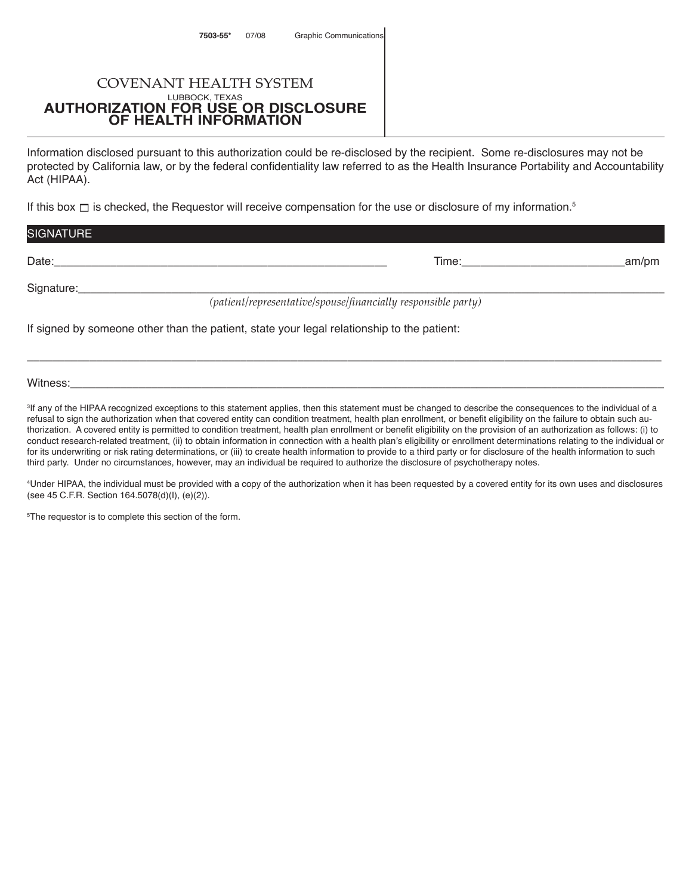**7503-55*** 07/08 Graphic Communications

# COVENANT HEALTH SYSTEM

LUBBOCK, TEXAS

## AUTHORIZATION FOR USE OR DISCLOSURE OF HEALTH INFORMATION

Information disclosed pursuant to this authorization could be re-disclosed by the recipient. Some re-disclosures may not be protected by California law, or by the federal confidentiality law referred to as the Health Insurance Portability and Accountability Act (HIPAA).

If this box ☐ is checked, the Requestor will receive compensation for the use or disclosure of my information.[5]

## SIGNATURE

Date:_______________________________________________ Time:_________________________am/pm

Signature:___________________________________________________________________________

*(patient/representative/spouse/financially responsible party)*

If signed by someone other than the patient, state your legal relationship to the patient:

_____________________________________________________________________________________

Witness:_____________________________________________________________________________

[3]If any of the HIPAA recognized exceptions to this statement applies, then this statement must be changed to describe the consequences to the individual of a refusal to sign the authorization when that covered entity can condition treatment, health plan enrollment, or benefit eligibility on the failure to obtain such authorization. A covered entity is permitted to condition treatment, health plan enrollment or benefit eligibility on the provision of an authorization as follows: (i) to conduct research-related treatment, (ii) to obtain information in connection with a health plan's eligibility or enrollment determinations relating to the individual or for its underwriting or risk rating determinations, or (iii) to create health information to provide to a third party or for disclosure of the health information to such third party. Under no circumstances, however, may an individual be required to authorize the disclosure of psychotherapy notes.

[4]Under HIPAA, the individual must be provided with a copy of the authorization when it has been requested by a covered entity for its own uses and disclosures (see 45 C.F.R. Section 164.5078(d)(I), (e)(2)).

[5]The requestor is to complete this section of the form.